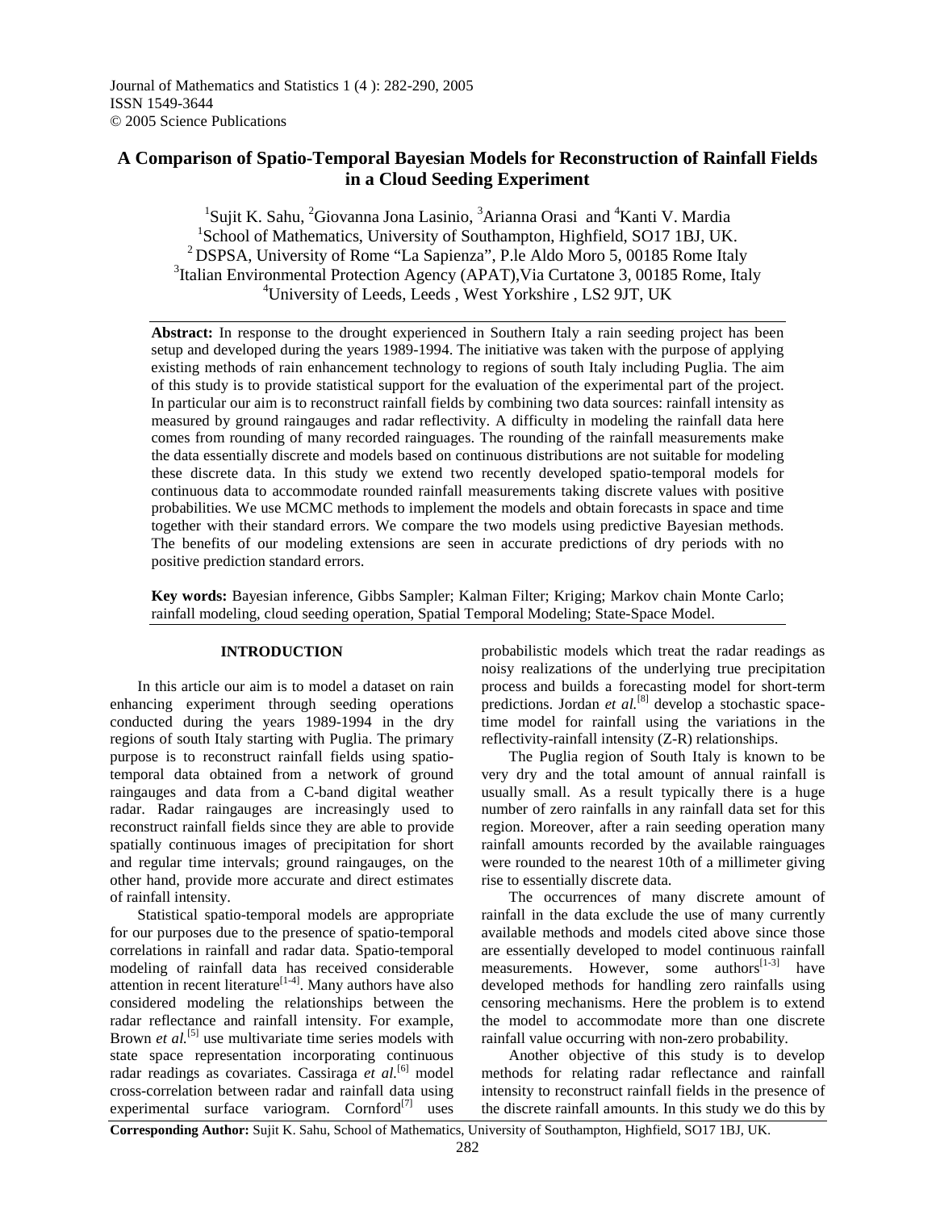# A Comparison of Spatio-Temporal Bayesian Models for Reconstruction of Rainfall Fields in a Cloud Seeding Experiment

[1]Sujit K. Sahu, [2]Giovanna Jona Lasinio, [3]Arianna Orasi and [4]Kanti V. Mardia

[1]School of Mathematics, University of Southampton, Highfield, SO17 1BJ, UK.
[2]DSPSA, University of Rome "La Sapienza", P.le Aldo Moro 5, 00185 Rome Italy
[3]Italian Environmental Protection Agency (APAT),Via Curtatone 3, 00185 Rome, Italy
[4]University of Leeds, Leeds , West Yorkshire , LS2 9JT, UK

**Abstract:** In response to the drought experienced in Southern Italy a rain seeding project has been setup and developed during the years 1989-1994. The initiative was taken with the purpose of applying existing methods of rain enhancement technology to regions of south Italy including Puglia. The aim of this study is to provide statistical support for the evaluation of the experimental part of the project. In particular our aim is to reconstruct rainfall fields by combining two data sources: rainfall intensity as measured by ground raingauges and radar reflectivity. A difficulty in modeling the rainfall data here comes from rounding of many recorded rainguages. The rounding of the rainfall measurements make the data essentially discrete and models based on continuous distributions are not suitable for modeling these discrete data. In this study we extend two recently developed spatio-temporal models for continuous data to accommodate rounded rainfall measurements taking discrete values with positive probabilities. We use MCMC methods to implement the models and obtain forecasts in space and time together with their standard errors. We compare the two models using predictive Bayesian methods. The benefits of our modeling extensions are seen in accurate predictions of dry periods with no positive prediction standard errors.

**Key words:** Bayesian inference, Gibbs Sampler; Kalman Filter; Kriging; Markov chain Monte Carlo; rainfall modeling, cloud seeding operation, Spatial Temporal Modeling; State-Space Model.

## INTRODUCTION

In this article our aim is to model a dataset on rain enhancing experiment through seeding operations conducted during the years 1989-1994 in the dry regions of south Italy starting with Puglia. The primary purpose is to reconstruct rainfall fields using spatio-temporal data obtained from a network of ground raingauges and data from a C-band digital weather radar. Radar raingauges are increasingly used to reconstruct rainfall fields since they are able to provide spatially continuous images of precipitation for short and regular time intervals; ground raingauges, on the other hand, provide more accurate and direct estimates of rainfall intensity.

Statistical spatio-temporal models are appropriate for our purposes due to the presence of spatio-temporal correlations in rainfall and radar data. Spatio-temporal modeling of rainfall data has received considerable attention in recent literature[1-4]. Many authors have also considered modeling the relationships between the radar reflectance and rainfall intensity. For example, Brown *et al.*[5] use multivariate time series models with state space representation incorporating continuous radar readings as covariates. Cassiraga *et al.*[6] model cross-correlation between radar and rainfall data using experimental surface variogram. Cornford[7] uses probabilistic models which treat the radar readings as noisy realizations of the underlying true precipitation process and builds a forecasting model for short-term predictions. Jordan *et al.*[8] develop a stochastic space-time model for rainfall using the variations in the reflectivity-rainfall intensity (Z-R) relationships.

The Puglia region of South Italy is known to be very dry and the total amount of annual rainfall is usually small. As a result typically there is a huge number of zero rainfalls in any rainfall data set for this region. Moreover, after a rain seeding operation many rainfall amounts recorded by the available rainguages were rounded to the nearest 10th of a millimeter giving rise to essentially discrete data.

The occurrences of many discrete amount of rainfall in the data exclude the use of many currently available methods and models cited above since those are essentially developed to model continuous rainfall measurements. However, some authors[1-3] have developed methods for handling zero rainfalls using censoring mechanisms. Here the problem is to extend the model to accommodate more than one discrete rainfall value occurring with non-zero probability.

Another objective of this study is to develop methods for relating radar reflectance and rainfall intensity to reconstruct rainfall fields in the presence of the discrete rainfall amounts. In this study we do this by

**Corresponding Author:** Sujit K. Sahu, School of Mathematics, University of Southampton, Highfield, SO17 1BJ, UK.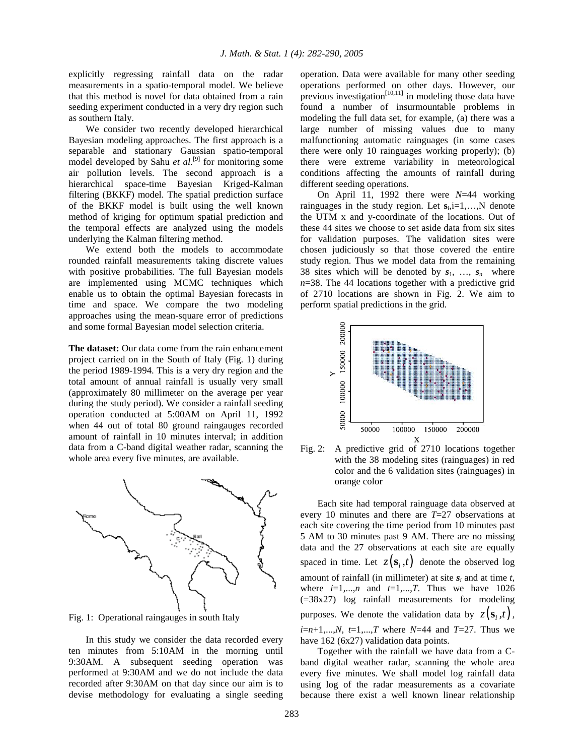explicitly regressing rainfall data on the radar measurements in a spatio-temporal model. We believe that this method is novel for data obtained from a rain seeding experiment conducted in a very dry region such as southern Italy.

We consider two recently developed hierarchical Bayesian modeling approaches. The first approach is a separable and stationary Gaussian spatio-temporal model developed by Sahu *et al.*[9] for monitoring some air pollution levels. The second approach is a hierarchical space-time Bayesian Kriged-Kalman filtering (BKKF) model. The spatial prediction surface of the BKKF model is built using the well known method of kriging for optimum spatial prediction and the temporal effects are analyzed using the models underlying the Kalman filtering method.

We extend both the models to accommodate rounded rainfall measurements taking discrete values with positive probabilities. The full Bayesian models are implemented using MCMC techniques which enable us to obtain the optimal Bayesian forecasts in time and space. We compare the two modeling approaches using the mean-square error of predictions and some formal Bayesian model selection criteria.

**The dataset:** Our data come from the rain enhancement project carried on in the South of Italy (Fig. 1) during the period 1989-1994. This is a very dry region and the total amount of annual rainfall is usually very small (approximately 80 millimeter on the average per year during the study period). We consider a rainfall seeding operation conducted at 5:00AM on April 11, 1992 when 44 out of total 80 ground raingauges recorded amount of rainfall in 10 minutes interval; in addition data from a C-band digital weather radar, scanning the whole area every five minutes, are available.

Fig. 1: Operational raingauges in south Italy

In this study we consider the data recorded every ten minutes from 5:10AM in the morning until 9:30AM. A subsequent seeding operation was performed at 9:30AM and we do not include the data recorded after 9:30AM on that day since our aim is to devise methodology for evaluating a single seeding operation. Data were available for many other seeding operations performed on other days. However, our previous investigation[10,11] in modeling those data have found a number of insurmountable problems in modeling the full data set, for example, (a) there was a large number of missing values due to many malfunctioning automatic rainguages (in some cases there were only 10 rainguages working properly); (b) there were extreme variability in meteorological conditions affecting the amounts of rainfall during different seeding operations.

On April 11, 1992 there were $N$=44 working rainguages in the study region. Let $\mathbf{s}_i$, $i=1,\ldots,N$ denote the UTM x and y-coordinate of the locations. Out of these 44 sites we choose to set aside data from six sites for validation purposes. The validation sites were chosen judiciously so that those covered the entire study region. Thus we model data from the remaining 38 sites which will be denoted by $\boldsymbol{s}_1, \ldots, \boldsymbol{s}_n$ where $n$=38. The 44 locations together with a predictive grid of 2710 locations are shown in Fig. 2. We aim to perform spatial predictions in the grid.

Fig. 2: A predictive grid of 2710 locations together with the 38 modeling sites (rainguages) in red color and the 6 validation sites (rainguages) in orange color

Each site had temporal rainguage data observed at every 10 minutes and there are $T$=27 observations at each site covering the time period from 10 minutes past 5 AM to 30 minutes past 9 AM. There are no missing data and the 27 observations at each site are equally spaced in time. Let $z(\mathbf{s}_i, t)$ denote the observed log amount of rainfall (in millimeter) at site $\boldsymbol{s}_i$ and at time $t$, where $i=1,\ldots,n$ and $t=1,\ldots,T$. Thus we have 1026 (=38x27) log rainfall measurements for modeling purposes. We denote the validation data by $z(\mathbf{s}_i, t)$, $i=n+1,\ldots,N$, $t=1,\ldots,T$ where $N$=44 and $T$=27. Thus we have 162 (6x27) validation data points.

Together with the rainfall we have data from a C-band digital weather radar, scanning the whole area every five minutes. We shall model log rainfall data using log of the radar measurements as a covariate because there exist a well known linear relationship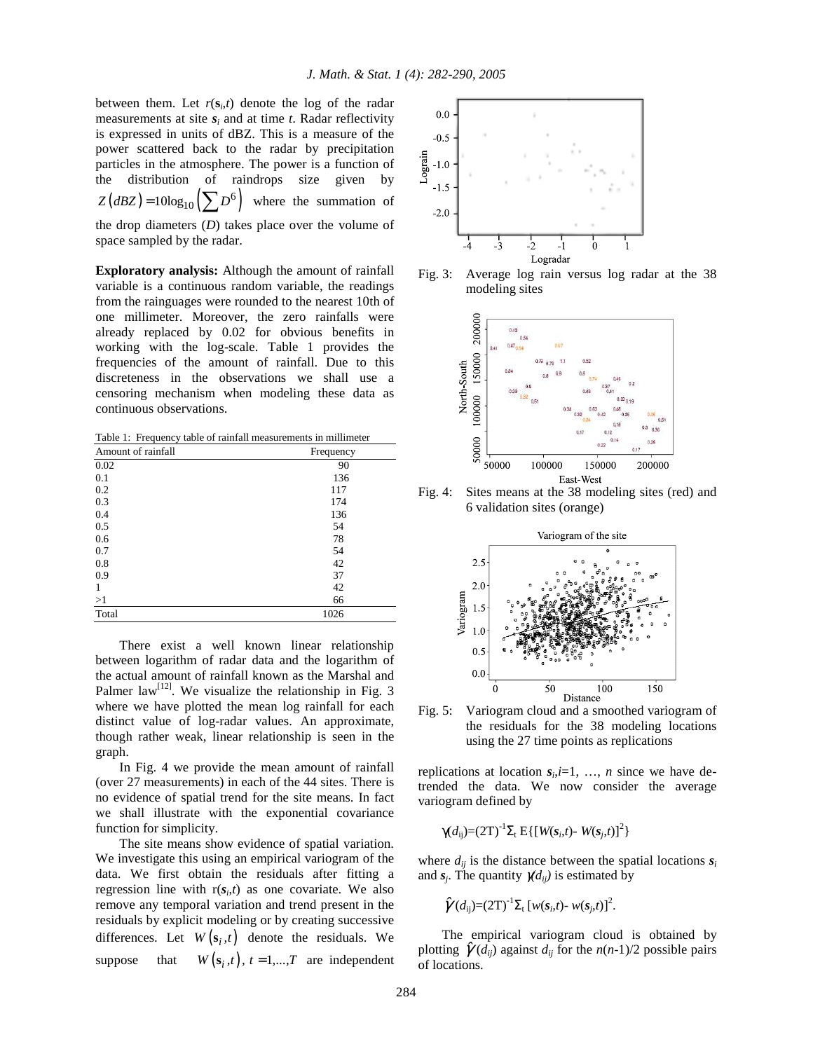between them. Let $r(\mathbf{s}_i,t)$ denote the log of the radar measurements at site $\mathbf{s}_i$ and at time $t$. Radar reflectivity is expressed in units of dBZ. This is a measure of the power scattered back to the radar by precipitation particles in the atmosphere. The power is a function of the distribution of raindrops size given by $Z(dBZ) = 10\log_{10}\left(\sum D^6\right)$ where the summation of the drop diameters ($D$) takes place over the volume of space sampled by the radar.

**Exploratory analysis:** Although the amount of rainfall variable is a continuous random variable, the readings from the rainguages were rounded to the nearest 10th of one millimeter. Moreover, the zero rainfalls were already replaced by 0.02 for obvious benefits in working with the log-scale. Table 1 provides the frequencies of the amount of rainfall. Due to this discreteness in the observations we shall use a censoring mechanism when modeling these data as continuous observations.

Table 1: Frequency table of rainfall measurements in millimeter

| Amount of rainfall | Frequency |
|---|---|
| 0.02 | 90 |
| 0.1 | 136 |
| 0.2 | 117 |
| 0.3 | 174 |
| 0.4 | 136 |
| 0.5 | 54 |
| 0.6 | 78 |
| 0.7 | 54 |
| 0.8 | 42 |
| 0.9 | 37 |
| 1 | 42 |
| >1 | 66 |
| Total | 1026 |

There exist a well known linear relationship between logarithm of radar data and the logarithm of the actual amount of rainfall known as the Marshal and Palmer law[12]. We visualize the relationship in Fig. 3 where we have plotted the mean log rainfall for each distinct value of log-radar values. An approximate, though rather weak, linear relationship is seen in the graph.

In Fig. 4 we provide the mean amount of rainfall (over 27 measurements) in each of the 44 sites. There is no evidence of spatial trend for the site means. In fact we shall illustrate with the exponential covariance function for simplicity.

The site means show evidence of spatial variation. We investigate this using an empirical variogram of the data. We first obtain the residuals after fitting a regression line with $r(\mathbf{s}_i,t)$ as one covariate. We also remove any temporal variation and trend present in the residuals by explicit modeling or by creating successive differences. Let $W(\mathbf{s}_i,t)$ denote the residuals. We suppose that $W(\mathbf{s}_i,t)$, $t = 1,...,T$ are independent replications at location $\mathbf{s}_i$, $i$=1, …, $n$ since we have de-trended the data. We now consider the average variogram defined by

Fig. 3: Average log rain versus log radar at the 38 modeling sites

Fig. 4: Sites means at the 38 modeling sites (red) and 6 validation sites (orange)

Fig. 5: Variogram cloud and a smoothed variogram of the residuals for the 38 modeling locations using the 27 time points as replications

$$\gamma(d_{ij})=(2T)^{-1}\Sigma_t \, E\{[W(\mathbf{s}_i,t)- W(\mathbf{s}_j,t)]^2\}$$

where $d_{ij}$ is the distance between the spatial locations $\mathbf{s}_i$ and $\mathbf{s}_j$. The quantity $\gamma(d_{ij})$ is estimated by

$$\hat{\gamma}(d_{ij})=(2T)^{-1}\Sigma_t \, [w(\mathbf{s}_i,t)- w(\mathbf{s}_j,t)]^2.$$

The empirical variogram cloud is obtained by plotting $\hat{\gamma}(d_{ij})$ against $d_{ij}$ for the $n(n-1)/2$ possible pairs of locations.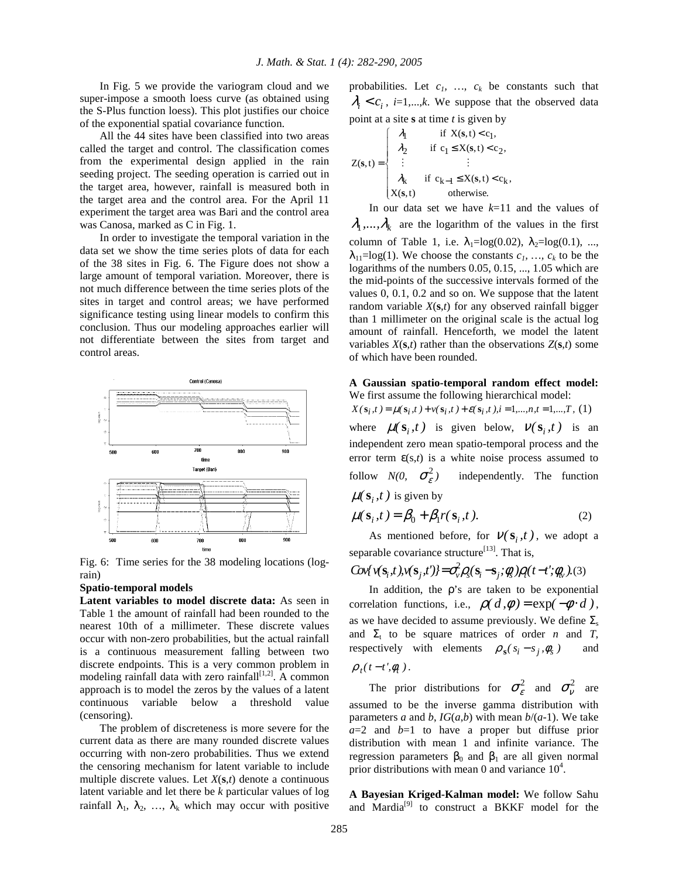In Fig. 5 we provide the variogram cloud and we super-impose a smooth loess curve (as obtained using the S-Plus function loess). This plot justifies our choice of the exponential spatial covariance function.

All the 44 sites have been classified into two areas called the target and control. The classification comes from the experimental design applied in the rain seeding project. The seeding operation is carried out in the target area, however, rainfall is measured both in the target area and the control area. For the April 11 experiment the target area was Bari and the control area was Canosa, marked as C in Fig. 1.

In order to investigate the temporal variation in the data set we show the time series plots of data for each of the 38 sites in Fig. 6. The Figure does not show a large amount of temporal variation. Moreover, there is not much difference between the time series plots of the sites in target and control areas; we have performed significance testing using linear models to confirm this conclusion. Thus our modeling approaches earlier will not differentiate between the sites from target and control areas.

Fig. 6: Time series for the 38 modeling locations (log-rain)

## Spatio-temporal models

**Latent variables to model discrete data:** As seen in Table 1 the amount of rainfall had been rounded to the nearest 10th of a millimeter. These discrete values occur with non-zero probabilities, but the actual rainfall is a continuous measurement falling between two discrete endpoints. This is a very common problem in modeling rainfall data with zero rainfall[1,2]. A common approach is to model the zeros by the values of a latent continuous variable below a threshold value (censoring).

The problem of discreteness is more severe for the current data as there are many rounded discrete values occurring with non-zero probabilities. Thus we extend the censoring mechanism for latent variable to include multiple discrete values. Let $X(\mathbf{s},t)$ denote a continuous latent variable and let there be $k$ particular values of log rainfall $\lambda_1, \lambda_2, \ldots, \lambda_k$ which may occur with positive probabilities. Let $c_1, \ldots, c_k$ be constants such that $\lambda_i < c_i$, $i=1,\ldots,k$. We suppose that the observed data point at a site $\mathbf{s}$ at time $t$ is given by

$$Z(\mathbf{s},t) = \begin{cases} \lambda_1 & \text{if } X(\mathbf{s},t) < c_1, \\ \lambda_2 & \text{if } c_1 \le X(\mathbf{s},t) < c_2, \\ \vdots & \vdots \\ \lambda_k & \text{if } c_{k-1} \le X(\mathbf{s},t) < c_k, \\ X(\mathbf{s},t) & \text{otherwise.} \end{cases}$$

In our data set we have $k=11$ and the values of $\lambda_1,\ldots,\lambda_k$ are the logarithm of the values in the first column of Table 1, i.e. $\lambda_1=\log(0.02)$, $\lambda_2=\log(0.1)$, ..., $\lambda_{11}=\log(1)$. We choose the constants $c_1, \ldots, c_k$ to be the logarithms of the numbers 0.05, 0.15, ..., 1.05 which are the mid-points of the successive intervals formed of the values 0, 0.1, 0.2 and so on. We suppose that the latent random variable $X(\mathbf{s},t)$ for any observed rainfall bigger than 1 millimeter on the original scale is the actual log amount of rainfall. Henceforth, we model the latent variables $X(\mathbf{s},t)$ rather than the observations $Z(\mathbf{s},t)$ some of which have been rounded.

**A Gaussian spatio-temporal random effect model:** We first assume the following hierarchical model:

$$X(\mathbf{s}_i,t) = \mu(\mathbf{s}_i,t) + \nu(\mathbf{s}_i,t) + \varepsilon(\mathbf{s}_i,t), i=1,\ldots,n, t=1,\ldots,T, \quad (1)$$

where $\mu(\mathbf{s}_i,t)$ is given below, $\nu(\mathbf{s}_i,t)$ is an independent zero mean spatio-temporal process and the error term $\varepsilon(\mathbf{s},t)$ is a white noise process assumed to follow $N(0, \sigma_\varepsilon^2)$ independently. The function $\mu(\mathbf{s}_i,t)$ is given by

$$\mu(\mathbf{s}_i,t) = \beta_0 + \beta_1 r(\mathbf{s}_i,t). \quad (2)$$

As mentioned before, for $\nu(\mathbf{s}_i,t)$, we adopt a separable covariance structure[13]. That is,

$$Cov\{\nu(\mathbf{s}_i,t), \nu(\mathbf{s}_j,t')\} = \sigma_\nu^2 \rho_s(\mathbf{s}_i - \mathbf{s}_j;\phi_s)\rho_t(t-t';\phi_\nu). \quad (3)$$

In addition, the $\rho$'s are taken to be exponential correlation functions, i.e., $\rho(d,\phi) = \exp(-\phi \cdot d)$, as we have decided to assume previously. We define $\Sigma_s$ and $\Sigma_t$ to be square matrices of order $n$ and $T$, respectively with elements $\rho_{\mathbf{s}}(s_i - s_j, \phi_s)$ and $\rho_t(t-t', \phi_t)$.

The prior distributions for $\sigma_\varepsilon^2$ and $\sigma_\nu^2$ are assumed to be the inverse gamma distribution with parameters $a$ and $b$, $IG(a,b)$ with mean $b/(a-1)$. We take $a=2$ and $b=1$ to have a proper but diffuse prior distribution with mean 1 and infinite variance. The regression parameters $\beta_0$ and $\beta_1$ are all given normal prior distributions with mean 0 and variance $10^4$.

**A Bayesian Kriged-Kalman model:** We follow Sahu and Mardia[9] to construct a BKKF model for the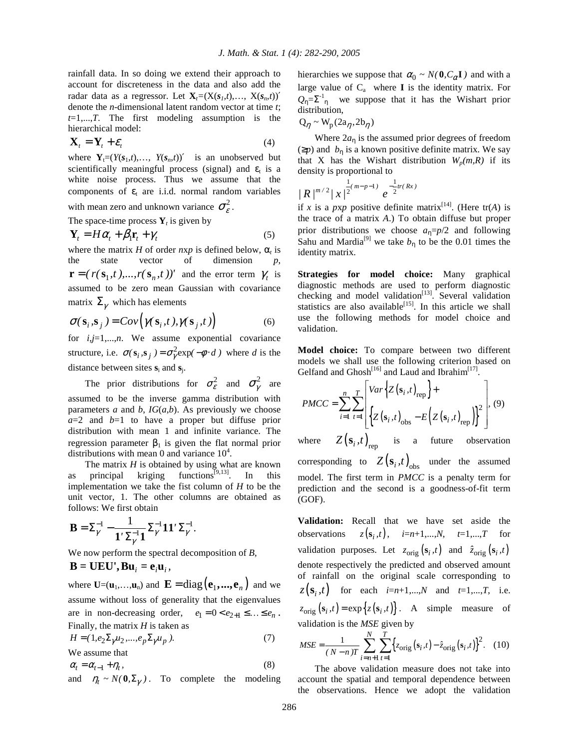rainfall data. In so doing we extend their approach to account for discreteness in the data and also add the radar data as a regressor. Let $\mathbf{X}_t=(X(\mathbf{s}_1,t),\ldots,X(\mathbf{s}_n,t))'$ denote the $n$-dimensional latent random vector at time $t$; $t=1,\ldots,T$. The first modeling assumption is the hierarchical model:

$$\mathbf{X}_t = \mathbf{Y}_t + \varepsilon_t \tag{4}$$

where $\mathbf{Y}_t=(Y(\mathbf{s}_1,t),\ldots,Y(\mathbf{s}_n,t))'$ is an unobserved but scientifically meaningful process (signal) and $\varepsilon_t$ is a white noise process. Thus we assume that the components of $\varepsilon_t$ are i.i.d. normal random variables with mean zero and unknown variance $\sigma_\varepsilon^2$.

The space-time process $\mathbf{Y}_t$ is given by

$$\mathbf{Y}_t = H\alpha_t + \beta_1\mathbf{r}_t + \gamma_t \tag{5}$$

where the matrix $H$ of order $n$x$p$ is defined below, $\alpha_t$ is the state vector of dimension $p$, $\mathbf{r}=(r(\mathbf{s}_1,t),\ldots,r(\mathbf{s}_n,t))'$ and the error term $\gamma_t$ is assumed to be zero mean Gaussian with covariance matrix $\Sigma_\gamma$ which has elements

$$\sigma(\mathbf{s}_i,\mathbf{s}_j) = Cov\left(\gamma(\mathbf{s}_i,t),\gamma(\mathbf{s}_j,t)\right) \tag{6}$$

for $i,j=1,\ldots,n$. We assume exponential covariance structure, i.e. $\sigma(\mathbf{s}_i,\mathbf{s}_j)=\sigma_\gamma^2\exp(-\phi\cdot d)$ where $d$ is the distance between sites $\mathbf{s}_i$ and $\mathbf{s}_j$.

The prior distributions for $\sigma_\varepsilon^2$ and $\sigma_\gamma^2$ are assumed to be the inverse gamma distribution with parameters $a$ and $b$, $IG(a,b)$. As previously we choose $a=2$ and $b=1$ to have a proper but diffuse prior distribution with mean 1 and infinite variance. The regression parameter $\beta_1$ is given the flat normal prior distributions with mean 0 and variance $10^4$.

The matrix $H$ is obtained by using what are known as principal kriging functions[9,13]. In this implementation we take the fist column of $H$ to be the unit vector, 1. The other columns are obtained as follows: We first obtain

$$\mathbf{B} = \Sigma_\gamma^{-1} - \frac{1}{\mathbf{1}'\Sigma_\gamma^{-1}\mathbf{1}}\Sigma_\gamma^{-1}\mathbf{1}\mathbf{1}'\Sigma_\gamma^{-1}.$$

We now perform the spectral decomposition of $B$,

$$\mathbf{B} = \mathbf{UEU'}, \mathbf{B}\mathbf{u}_i = \mathbf{e}_i\mathbf{u}_i,$$

where $\mathbf{U}=(\mathbf{u}_1,\ldots,\mathbf{u}_n)$ and $\mathbf{E}=\text{diag}\left(\mathbf{e}_1,\ldots,\mathbf{e}_n\right)$ and we assume without loss of generality that the eigenvalues are in non-decreasing order, $e_1=0<e_{2+1}\leq\ldots\leq e_n$. Finally, the matrix $H$ is taken as

$$H=(1,e_2\Sigma_\gamma u_2,\ldots,e_p\Sigma_\gamma u_p). \tag{7}$$

We assume that

$$\alpha_t = \alpha_{t-1} + \eta_t, \tag{8}$$

and $\eta_t \sim N(\mathbf{0},\Sigma_\gamma)$. To complete the modeling hierarchies we suppose that $\alpha_0 \sim N(\mathbf{0},C_\alpha\mathbf{I})$ and with a large value of $C_a$ where $\mathbf{I}$ is the identity matrix. For $Q_\eta=\Sigma_\eta^{-1}$ we suppose that it has the Wishart prior distribution,

$$Q_\eta \sim W_p(2a_\eta, 2b_\eta)$$

Where $2a_\eta$ is the assumed prior degrees of freedom ($\geq p$) and $b_\eta$ is a known positive definite matrix. We say that X has the Wishart distribution $W_p(m,R)$ if its density is proportional to

$$|R|^{m/2}|x|^{\frac{1}{2}(m-p-1)}e^{-\frac{1}{2}tr(Rx)}$$

if $x$ is a $p$x$p$ positive definite matrix[14]. (Here tr($A$) is the trace of a matrix $A$.) To obtain diffuse but proper prior distributions we choose $a_\eta=p/2$ and following Sahu and Mardia[9] we take $b_\eta$ to be the 0.01 times the identity matrix.

**Strategies for model choice:** Many graphical diagnostic methods are used to perform diagnostic checking and model validation[13]. Several validation statistics are also available[15]. In this article we shall use the following methods for model choice and validation.

**Model choice:** To compare between two different models we shall use the following criterion based on Gelfand and Ghosh[16] and Laud and Ibrahim[17].

$$PMCC = \sum_{i=1}^{n}\sum_{t=1}^{T}\left[\begin{array}{l} Var\left\{Z\left(\mathbf{s}_i,t\right)_{\text{rep}}\right\} + \\ \left\{Z\left(\mathbf{s}_i,t\right)_{\text{obs}} - E\left(Z\left(\mathbf{s}_i,t\right)_{\text{rep}}\right)\right\}^2 \end{array}\right], \tag{9}$$

where $Z\left(\mathbf{s}_i,t\right)_{\text{rep}}$ is a future observation corresponding to $Z\left(\mathbf{s}_i,t\right)_{\text{obs}}$ under the assumed model. The first term in *PMCC* is a penalty term for prediction and the second is a goodness-of-fit term (GOF).

**Validation:** Recall that we have set aside the observations $z\left(\mathbf{s}_i,t\right)$, $i=n+1,\ldots,N$, $t=1,\ldots,T$ for validation purposes. Let $z_{\text{orig}}\left(\mathbf{s}_i,t\right)$ and $\hat{z}_{\text{orig}}\left(\mathbf{s}_i,t\right)$ denote respectively the predicted and observed amount of rainfall on the original scale corresponding to $z\left(\mathbf{s}_i,t\right)$ for each $i=n+1,\ldots,N$ and $t=1,\ldots,T$, i.e. $z_{\text{orig}}\left(\mathbf{s}_i,t\right)=\exp\left\{z\left(\mathbf{s}_i,t\right)\right\}$. A simple measure of validation is the *MSE* given by

$$MSE = \frac{1}{(N-n)T}\sum_{i=n+1}^{N}\sum_{t=1}^{T}\left\{z_{\text{orig}}\left(\mathbf{s}_i,t\right) - \hat{z}_{\text{orig}}\left(\mathbf{s}_i,t\right)\right\}^2. \tag{10}$$

The above validation measure does not take into account the spatial and temporal dependence between the observations. Hence we adopt the validation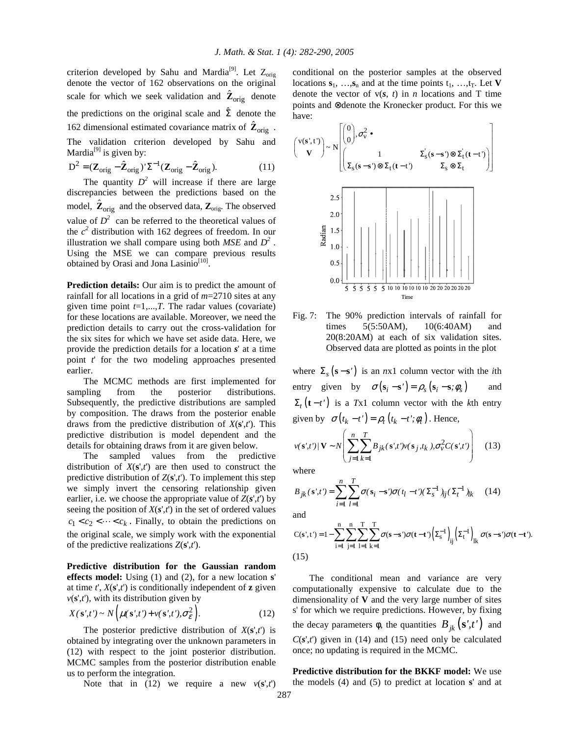criterion developed by Sahu and Mardia[9]. Let $Z_{orig}$ denote the vector of 162 observations on the original scale for which we seek validation and $\hat{\mathbf{Z}}_{orig}$ denote the predictions on the original scale and $\hat{\Sigma}$ denote the 162 dimensional estimated covariance matrix of $\hat{\mathbf{Z}}_{orig}$. The validation criterion developed by Sahu and Mardia[9] is given by:

$$D^2 = (\mathbf{Z}_{orig} - \hat{\mathbf{Z}}_{orig})' \Sigma^{-1} (\mathbf{Z}_{orig} - \hat{\mathbf{Z}}_{orig}). \qquad (11)$$

The quantity $D^2$ will increase if there are large discrepancies between the predictions based on the model, $\hat{\mathbf{Z}}_{orig}$ and the observed data, $\mathbf{Z}_{orig}$. The observed value of $D^2$ can be referred to the theoretical values of the $c^2$ distribution with 162 degrees of freedom. In our illustration we shall compare using both *MSE* and $D^2$. Using the MSE we can compare previous results obtained by Orasi and Jona Lasinio[10].

**Prediction details:** Our aim is to predict the amount of rainfall for all locations in a grid of $m$=2710 sites at any given time point $t$=1,...,$T$. The radar values (covariate) for these locations are available. Moreover, we need the prediction details to carry out the cross-validation for the six sites for which we have set aside data. Here, we provide the prediction details for a location $\mathbf{s}'$ at a time point $t'$ for the two modeling approaches presented earlier.

The MCMC methods are first implemented for sampling from the posterior distributions. Subsequently, the predictive distributions are sampled by composition. The draws from the posterior enable draws from the predictive distribution of $X(\mathbf{s}',t')$. This predictive distribution is model dependent and the details for obtaining draws from it are given below.

The sampled values from the predictive distribution of $X(\mathbf{s}',t')$ are then used to construct the predictive distribution of $Z(\mathbf{s}',t')$. To implement this step we simply invert the censoring relationship given earlier, i.e. we choose the appropriate value of $Z(\mathbf{s}',t')$ by seeing the position of $X(\mathbf{s}',t')$ in the set of ordered values $c_1 < c_2 < \cdots < c_k$. Finally, to obtain the predictions on the original scale, we simply work with the exponential of the predictive realizations $Z(\mathbf{s}',t')$.

**Predictive distribution for the Gaussian random effects model:** Using (1) and (2), for a new location $\mathbf{s}'$ at time $t'$, $X(\mathbf{s}',t')$ is conditionally independent of $\mathbf{z}$ given $v(\mathbf{s}',t')$, with its distribution given by

$$X(\mathbf{s}',t') \sim N\left(\mu(\mathbf{s}',t') + v(\mathbf{s}',t'), \sigma_\varepsilon^2\right). \qquad (12)$$

The posterior predictive distribution of $X(\mathbf{s}',t')$ is obtained by integrating over the unknown parameters in (12) with respect to the joint posterior distribution. MCMC samples from the posterior distribution enable us to perform the integration.

Note that in (12) we require a new $v(\mathbf{s}',t')$ conditional on the posterior samples at the observed locations $\mathbf{s}_1, \ldots, \mathbf{s}_n$ and at the time points $t_1, \ldots, t_T$. Let $\mathbf{V}$ denote the vector of $v(\mathbf{s}, t)$ in $n$ locations and T time points and $\otimes$ denote the Kronecker product. For this we have:

$$\begin{pmatrix} v(\mathbf{s}',t') \\ \mathbf{V} \end{pmatrix} \sim N\left[\begin{pmatrix} 0 \\ 0 \end{pmatrix}, \sigma_v^2 \bullet \begin{pmatrix} 1 & \Sigma_s'(\mathbf{s}-\mathbf{s}') \otimes \Sigma_t'(\mathbf{t}-t') \\ \Sigma_s(\mathbf{s}-\mathbf{s}') \otimes \Sigma_t(\mathbf{t}-t') & \Sigma_s \otimes \Sigma_t \end{pmatrix}\right]$$

Fig. 7: The 90% prediction intervals of rainfall for times 5(5:50AM), 10(6:40AM) and 20(8:20AM) at each of six validation sites. Observed data are plotted as points in the plot

where $\Sigma_s(\mathbf{s}-\mathbf{s}')$ is an $n$x1 column vector with the $i$th entry given by $\sigma(\mathbf{s}_i - \mathbf{s}') = \rho_s(\mathbf{s}_i - \mathbf{s}; \phi_s)$ and $\Sigma_t(\mathbf{t}-t')$ is a $T$x1 column vector with the $k$th entry given by $\sigma(t_k - t') = \rho_t(t_k - t'; \phi_t)$. Hence,

$$v(\mathbf{s}',t') \mid \mathbf{V} \sim N\left(\sum_{j=1}^{n}\sum_{k=1}^{T} B_{jk}(\mathbf{s}',t') v(\mathbf{s}_j, t_k), \sigma_v^2 C(\mathbf{s}',t')\right) \qquad (13)$$

where

$$B_{jk}(\mathbf{s}',t') = \sum_{i=1}^{n}\sum_{l=1}^{T} \sigma(\mathbf{s}_i - \mathbf{s}')\sigma(t_l - t')(\Sigma_s^{-1})_{ij}(\Sigma_t^{-1})_{lk} \qquad (14)$$

and

$$C(\mathbf{s}',t') = 1 - \sum_{i=1}^{n}\sum_{j=1}^{n}\sum_{l=1}^{T}\sum_{k=1}^{T} \sigma(\mathbf{s}-\mathbf{s}')\sigma(\mathbf{t}-\mathbf{t}')\left(\Sigma_s^{-1}\right)_{ij}\left(\Sigma_t^{-1}\right)_{lk}\sigma(\mathbf{s}-\mathbf{s}')\sigma(\mathbf{t}-\mathbf{t}'). \qquad (15)$$

The conditional mean and variance are very computationally expensive to calculate due to the dimensionality of $\mathbf{V}$ and the very large number of sites s' for which we require predictions. However, by fixing the decay parameters φ, the quantities $B_{jk}(\mathbf{s}',t')$ and $C(\mathbf{s}',t')$ given in (14) and (15) need only be calculated once; no updating is required in the MCMC.

**Predictive distribution for the BKKF model:** We use the models (4) and (5) to predict at location $\mathbf{s}'$ and at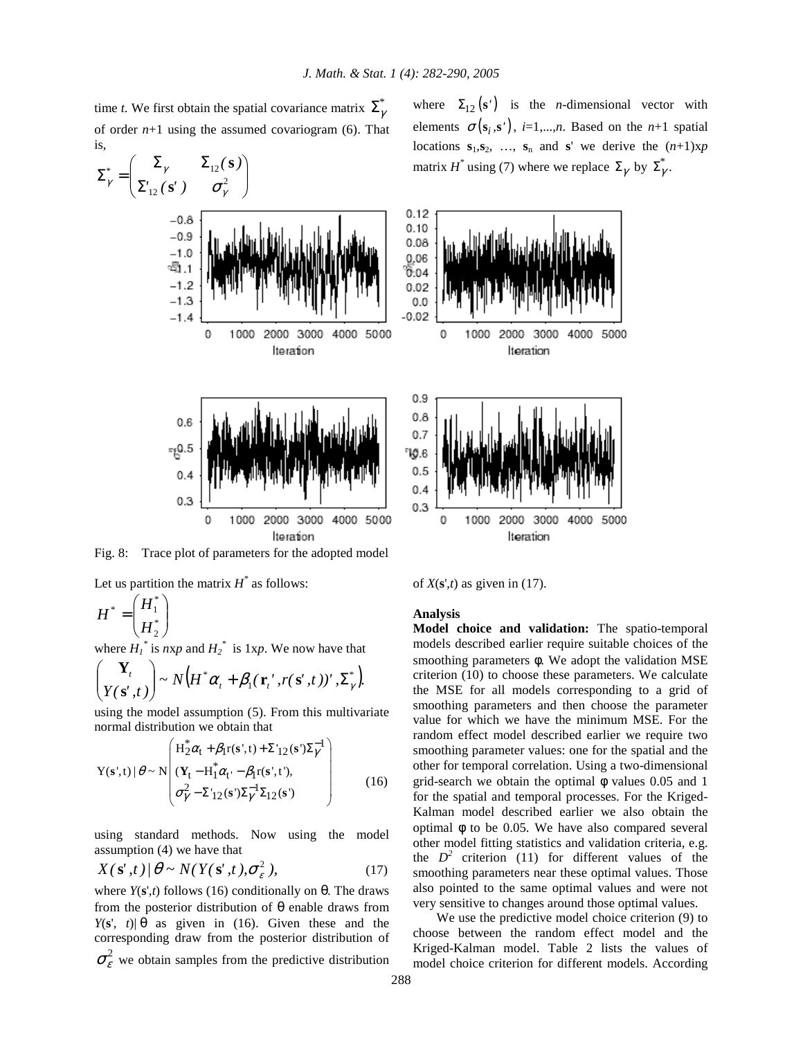time $t$. We first obtain the spatial covariance matrix $\Sigma_Y^*$ of order $n$+1 using the assumed covariogram (6). That is,

$$\Sigma_Y^* = \begin{pmatrix} \Sigma_Y & \Sigma_{12}(\mathbf{s}) \\ \Sigma'_{12}(\mathbf{s}') & \sigma_Y^2 \end{pmatrix}$$

where $\Sigma_{12}(\mathbf{s}')$ is the $n$-dimensional vector with elements $\sigma(\mathbf{s}_i, \mathbf{s}')$, $i$=1,...,$n$. Based on the $n$+1 spatial locations $\mathbf{s}_1, \mathbf{s}_2, \ldots, \mathbf{s}_n$ and $\mathbf{s}'$ we derive the ($n$+1)x$p$ matrix $H^*$ using (7) where we replace $\Sigma_Y$ by $\Sigma_Y^*$.

Fig. 8: Trace plot of parameters for the adopted model

Let us partition the matrix $H^*$ as follows:

$$H^* = \begin{pmatrix} H_1^* \\ H_2^* \end{pmatrix}$$

where $H_1^*$ is $n$x$p$ and $H_2^*$ is 1x$p$. We now have that

$$\begin{pmatrix} \mathbf{Y}_t \\ Y(\mathbf{s}',t) \end{pmatrix} \sim N\left(H^*\alpha_t + \beta_1(\mathbf{r}_t{}', r(\mathbf{s}',t))', \Sigma_Y^*\right).$$

using the model assumption (5). From this multivariate normal distribution we obtain that

$$Y(\mathbf{s}',t) \mid \theta \sim N\begin{pmatrix} H_2^*\alpha_t + \beta_1 r(\mathbf{s}',t) + \Sigma'_{12}(\mathbf{s}')\Sigma_Y^{-1} \\ (\mathbf{Y}_t - H_1^*\alpha_{t'} - \beta_1 r(\mathbf{s}',t')), \\ \sigma_Y^2 - \Sigma'_{12}(\mathbf{s}')\Sigma_Y^{-1}\Sigma_{12}(\mathbf{s}') \end{pmatrix} \tag{16}$$

using standard methods. Now using the model assumption (4) we have that

$$X(\mathbf{s}',t) \mid \theta \sim N(Y(\mathbf{s}',t), \sigma_\varepsilon^2), \tag{17}$$

where $Y(\mathbf{s}',t)$ follows (16) conditionally on θ. The draws from the posterior distribution of θ enable draws from $Y(\mathbf{s}', t)|$ θ as given in (16). Given these and the corresponding draw from the posterior distribution of $\sigma_\varepsilon^2$ we obtain samples from the predictive distribution of $X(\mathbf{s}',t)$ as given in (17).

**Analysis**

**Model choice and validation:** The spatio-temporal models described earlier require suitable choices of the smoothing parameters φ. We adopt the validation MSE criterion (10) to choose these parameters. We calculate the MSE for all models corresponding to a grid of smoothing parameters and then choose the parameter value for which we have the minimum MSE. For the random effect model described earlier we require two smoothing parameter values: one for the spatial and the other for temporal correlation. Using a two-dimensional grid-search we obtain the optimal φ values 0.05 and 1 for the spatial and temporal processes. For the Kriged-Kalman model described earlier we also obtain the optimal φ to be 0.05. We have also compared several other model fitting statistics and validation criteria, e.g. the $D^2$ criterion (11) for different values of the smoothing parameters near these optimal values. Those also pointed to the same optimal values and were not very sensitive to changes around those optimal values.

We use the predictive model choice criterion (9) to choose between the random effect model and the Kriged-Kalman model. Table 2 lists the values of model choice criterion for different models. According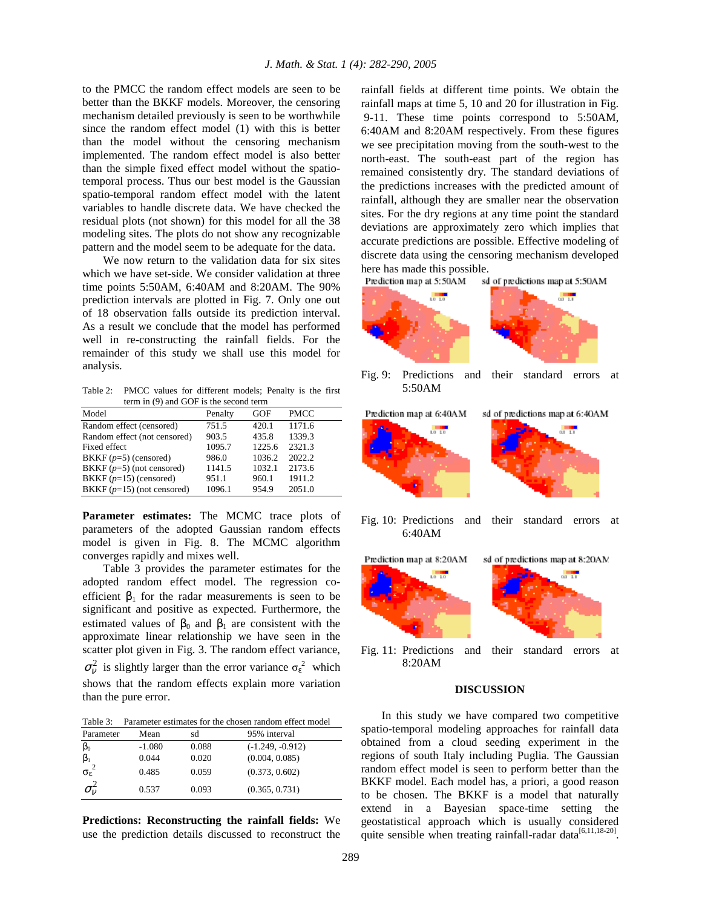to the PMCC the random effect models are seen to be better than the BKKF models. Moreover, the censoring mechanism detailed previously is seen to be worthwhile since the random effect model (1) with this is better than the model without the censoring mechanism implemented. The random effect model is also better than the simple fixed effect model without the spatio-temporal process. Thus our best model is the Gaussian spatio-temporal random effect model with the latent variables to handle discrete data. We have checked the residual plots (not shown) for this model for all the 38 modeling sites. The plots do not show any recognizable pattern and the model seem to be adequate for the data.

We now return to the validation data for six sites which we have set-side. We consider validation at three time points 5:50AM, 6:40AM and 8:20AM. The 90% prediction intervals are plotted in Fig. 7. Only one out of 18 observation falls outside its prediction interval. As a result we conclude that the model has performed well in re-constructing the rainfall fields. For the remainder of this study we shall use this model for analysis.

Table 2: PMCC values for different models; Penalty is the first term in (9) and GOF is the second term

| Model | Penalty | GOF | PMCC |
|---|---|---|---|
| Random effect (censored) | 751.5 | 420.1 | 1171.6 |
| Random effect (not censored) | 903.5 | 435.8 | 1339.3 |
| Fixed effect | 1095.7 | 1225.6 | 2321.3 |
| BKKF (*p*=5) (censored) | 986.0 | 1036.2 | 2022.2 |
| BKKF (*p*=5) (not censored) | 1141.5 | 1032.1 | 2173.6 |
| BKKF (*p*=15) (censored) | 951.1 | 960.1 | 1911.2 |
| BKKF (*p*=15) (not censored) | 1096.1 | 954.9 | 2051.0 |

**Parameter estimates:** The MCMC trace plots of parameters of the adopted Gaussian random effects model is given in Fig. 8. The MCMC algorithm converges rapidly and mixes well.

Table 3 provides the parameter estimates for the adopted random effect model. The regression co-efficient $\beta_1$ for the radar measurements is seen to be significant and positive as expected. Furthermore, the estimated values of $\beta_0$ and $\beta_1$ are consistent with the approximate linear relationship we have seen in the scatter plot given in Fig. 3. The random effect variance, $\sigma_\nu^2$ is slightly larger than the error variance $\sigma_\varepsilon^2$ which shows that the random effects explain more variation than the pure error.

Table 3: Parameter estimates for the chosen random effect model

| Parameter | Mean | sd | 95% interval |
|---|---|---|---|
| $\beta_0$ | -1.080 | 0.088 | (-1.249, -0.912) |
| $\beta_1$ | 0.044 | 0.020 | (0.004, 0.085) |
| $\sigma_\varepsilon^2$ | 0.485 | 0.059 | (0.373, 0.602) |
| $\sigma_\nu^2$ | 0.537 | 0.093 | (0.365, 0.731) |

**Predictions: Reconstructing the rainfall fields:** We use the prediction details discussed to reconstruct the rainfall fields at different time points. We obtain the rainfall maps at time 5, 10 and 20 for illustration in Fig. 9-11. These time points correspond to 5:50AM, 6:40AM and 8:20AM respectively. From these figures we see precipitation moving from the south-west to the north-east. The south-east part of the region has remained consistently dry. The standard deviations of the predictions increases with the predicted amount of rainfall, although they are smaller near the observation sites. For the dry regions at any time point the standard deviations are approximately zero which implies that accurate predictions are possible. Effective modeling of discrete data using the censoring mechanism developed here has made this possible.

Fig. 9: Predictions and their standard errors at 5:50AM

Fig. 10: Predictions and their standard errors at 6:40AM

Fig. 11: Predictions and their standard errors at 8:20AM

## DISCUSSION

In this study we have compared two competitive spatio-temporal modeling approaches for rainfall data obtained from a cloud seeding experiment in the regions of south Italy including Puglia. The Gaussian random effect model is seen to perform better than the BKKF model. Each model has, a priori, a good reason to be chosen. The BKKF is a model that naturally extend in a Bayesian space-time setting the geostatistical approach which is usually considered quite sensible when treating rainfall-radar data[6,11,18-20].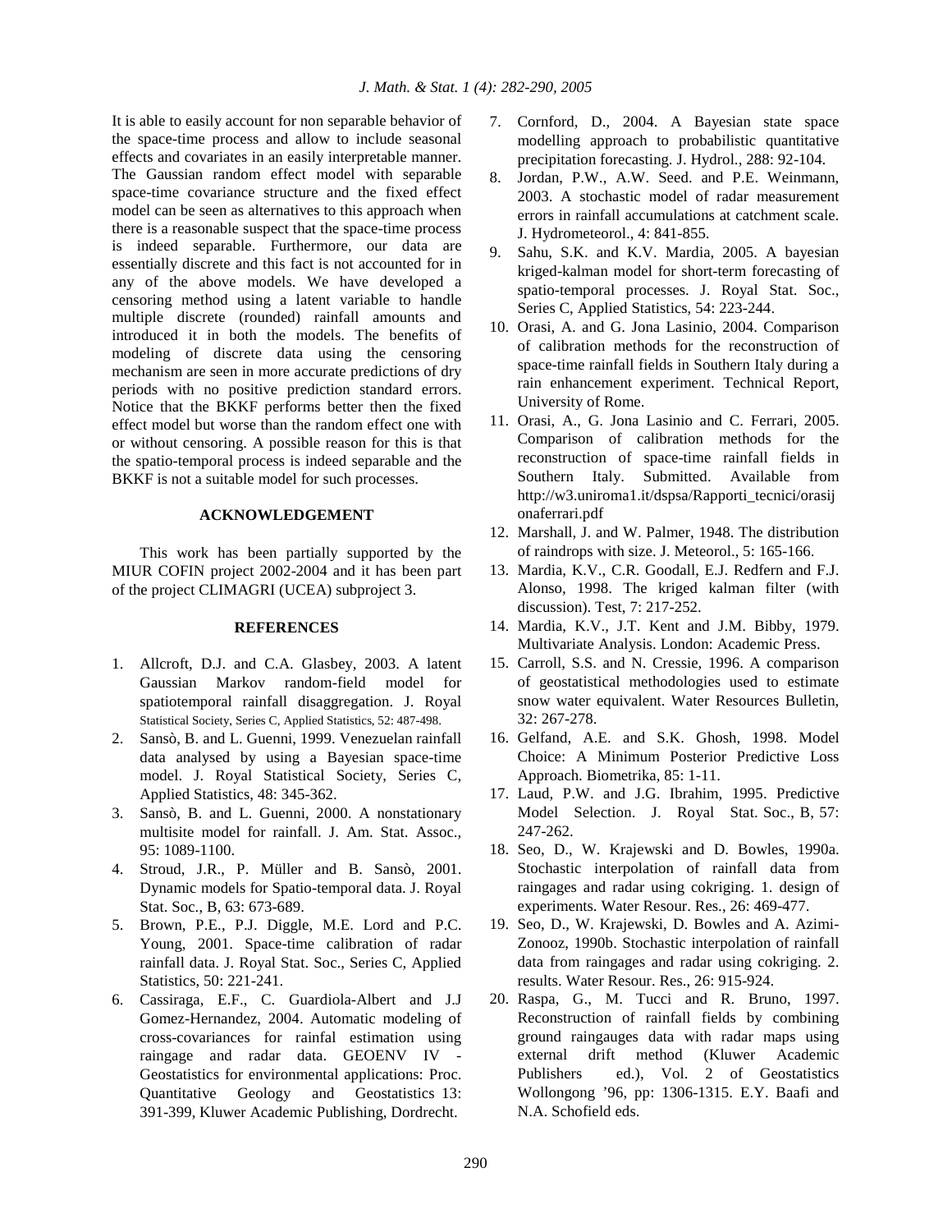It is able to easily account for non separable behavior of the space-time process and allow to include seasonal effects and covariates in an easily interpretable manner. The Gaussian random effect model with separable space-time covariance structure and the fixed effect model can be seen as alternatives to this approach when there is a reasonable suspect that the space-time process is indeed separable. Furthermore, our data are essentially discrete and this fact is not accounted for in any of the above models. We have developed a censoring method using a latent variable to handle multiple discrete (rounded) rainfall amounts and introduced it in both the models. The benefits of modeling of discrete data using the censoring mechanism are seen in more accurate predictions of dry periods with no positive prediction standard errors. Notice that the BKKF performs better then the fixed effect model but worse than the random effect one with or without censoring. A possible reason for this is that the spatio-temporal process is indeed separable and the BKKF is not a suitable model for such processes.

## ACKNOWLEDGEMENT

This work has been partially supported by the MIUR COFIN project 2002-2004 and it has been part of the project CLIMAGRI (UCEA) subproject 3.

## REFERENCES

1. Allcroft, D.J. and C.A. Glasbey, 2003. A latent Gaussian Markov random-field model for spatiotemporal rainfall disaggregation. J. Royal Statistical Society, Series C, Applied Statistics, 52: 487-498.
2. Sansò, B. and L. Guenni, 1999. Venezuelan rainfall data analysed by using a Bayesian space-time model. J. Royal Statistical Society, Series C, Applied Statistics, 48: 345-362.
3. Sansò, B. and L. Guenni, 2000. A nonstationary multisite model for rainfall. J. Am. Stat. Assoc., 95: 1089-1100.
4. Stroud, J.R., P. Müller and B. Sansò, 2001. Dynamic models for Spatio-temporal data. J. Royal Stat. Soc., B, 63: 673-689.
5. Brown, P.E., P.J. Diggle, M.E. Lord and P.C. Young, 2001. Space-time calibration of radar rainfall data. J. Royal Stat. Soc., Series C, Applied Statistics, 50: 221-241.
6. Cassiraga, E.F., C. Guardiola-Albert and J.J Gomez-Hernandez, 2004. Automatic modeling of cross-covariances for rainfal estimation using raingage and radar data. GEOENV IV - Geostatistics for environmental applications: Proc. Quantitative Geology and Geostatistics 13: 391-399, Kluwer Academic Publishing, Dordrecht.
7. Cornford, D., 2004. A Bayesian state space modelling approach to probabilistic quantitative precipitation forecasting. J. Hydrol., 288: 92-104.
8. Jordan, P.W., A.W. Seed. and P.E. Weinmann, 2003. A stochastic model of radar measurement errors in rainfall accumulations at catchment scale. J. Hydrometeorol., 4: 841-855.
9. Sahu, S.K. and K.V. Mardia, 2005. A bayesian kriged-kalman model for short-term forecasting of spatio-temporal processes. J. Royal Stat. Soc., Series C, Applied Statistics, 54: 223-244.
10. Orasi, A. and G. Jona Lasinio, 2004. Comparison of calibration methods for the reconstruction of space-time rainfall fields in Southern Italy during a rain enhancement experiment. Technical Report, University of Rome.
11. Orasi, A., G. Jona Lasinio and C. Ferrari, 2005. Comparison of calibration methods for the reconstruction of space-time rainfall fields in Southern Italy. Submitted. Available from http://w3.uniroma1.it/dspsa/Rapporti_tecnici/orasijonaferrari.pdf
12. Marshall, J. and W. Palmer, 1948. The distribution of raindrops with size. J. Meteorol., 5: 165-166.
13. Mardia, K.V., C.R. Goodall, E.J. Redfern and F.J. Alonso, 1998. The kriged kalman filter (with discussion). Test, 7: 217-252.
14. Mardia, K.V., J.T. Kent and J.M. Bibby, 1979. Multivariate Analysis. London: Academic Press.
15. Carroll, S.S. and N. Cressie, 1996. A comparison of geostatistical methodologies used to estimate snow water equivalent. Water Resources Bulletin, 32: 267-278.
16. Gelfand, A.E. and S.K. Ghosh, 1998. Model Choice: A Minimum Posterior Predictive Loss Approach. Biometrika, 85: 1-11.
17. Laud, P.W. and J.G. Ibrahim, 1995. Predictive Model Selection. J. Royal Stat. Soc., B, 57: 247-262.
18. Seo, D., W. Krajewski and D. Bowles, 1990a. Stochastic interpolation of rainfall data from raingages and radar using cokriging. 1. design of experiments. Water Resour. Res., 26: 469-477.
19. Seo, D., W. Krajewski, D. Bowles and A. Azimi-Zonooz, 1990b. Stochastic interpolation of rainfall data from raingages and radar using cokriging. 2. results. Water Resour. Res., 26: 915-924.
20. Raspa, G., M. Tucci and R. Bruno, 1997. Reconstruction of rainfall fields by combining ground raingauges data with radar maps using external drift method (Kluwer Academic Publishers ed.), Vol. 2 of Geostatistics Wollongong '96, pp: 1306-1315. E.Y. Baafi and N.A. Schofield eds.